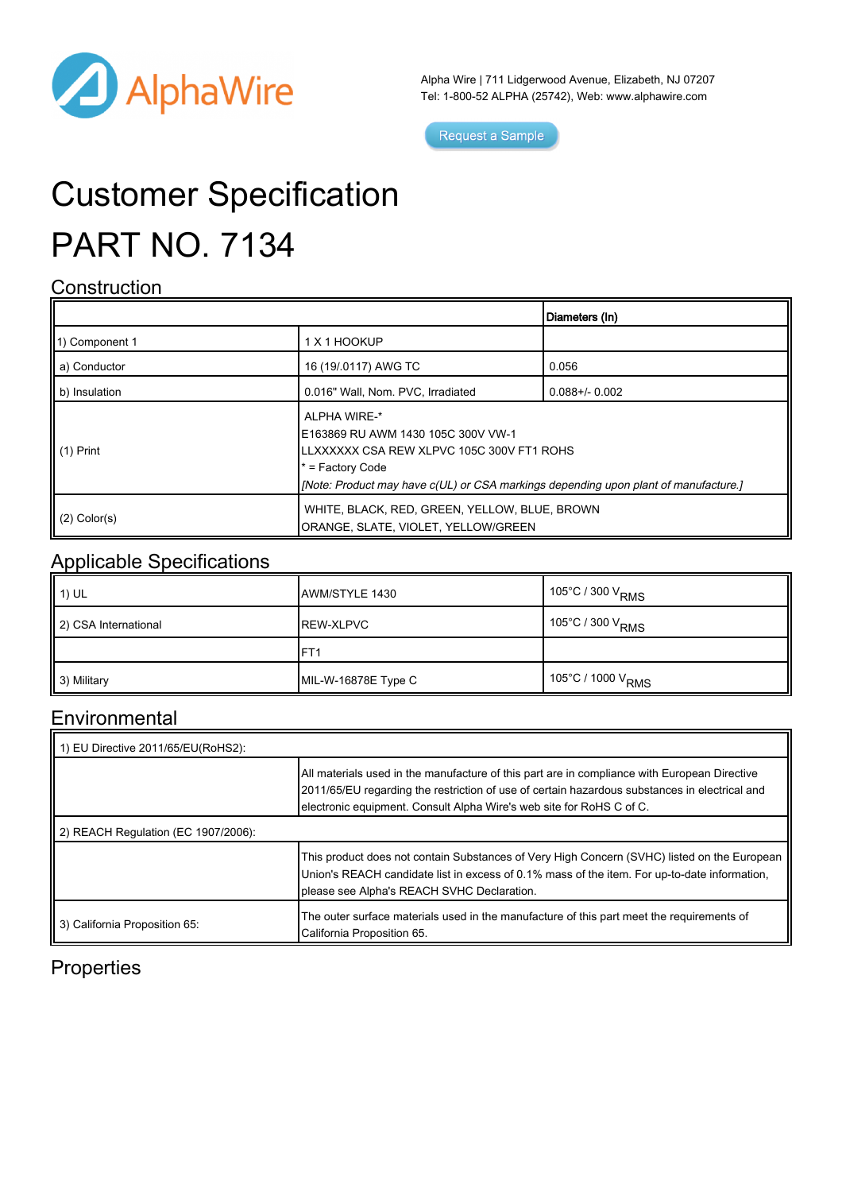AlphaWire

Alpha Wire | 711 Lidgerwood Avenue, Elizabeth, NJ 07207
Tel: 1-800-52 ALPHA (25742), Web: www.alphawire.com

Request a Sample

# Customer Specification

# PART NO. 7134

## Construction

| | | Diameters (In) |
|---|---|---|
| 1) Component 1 | 1 X 1 HOOKUP | |
| a) Conductor | 16 (19/.0117) AWG TC | 0.056 |
| b) Insulation | 0.016" Wall, Nom. PVC, Irradiated | 0.088+/- 0.002 |
| (1) Print | ALPHA WIRE-* E163869 RU AWM 1430 105C 300V VW-1 LLXXXXXX CSA REW XLPVC 105C 300V FT1 ROHS * = Factory Code *[Note: Product may have c(UL) or CSA markings depending upon plant of manufacture.]* | |
| (2) Color(s) | WHITE, BLACK, RED, GREEN, YELLOW, BLUE, BROWN ORANGE, SLATE, VIOLET, YELLOW/GREEN | |

## Applicable Specifications

| | | |
|---|---|---|
| 1) UL | AWM/STYLE 1430 | 105°C / 300 $V_{RMS}$ |
| 2) CSA International | REW-XLPVC | 105°C / 300 $V_{RMS}$ |
| | FT1 | |
| 3) Military | MIL-W-16878E Type C | 105°C / 1000 $V_{RMS}$ |

## Environmental

| | |
|---|---|
| 1) EU Directive 2011/65/EU(RoHS2): | |
| | All materials used in the manufacture of this part are in compliance with European Directive 2011/65/EU regarding the restriction of use of certain hazardous substances in electrical and electronic equipment. Consult Alpha Wire's web site for RoHS C of C. |
| 2) REACH Regulation (EC 1907/2006): | |
| | This product does not contain Substances of Very High Concern (SVHC) listed on the European Union's REACH candidate list in excess of 0.1% mass of the item. For up-to-date information, please see Alpha's REACH SVHC Declaration. |
| 3) California Proposition 65: | The outer surface materials used in the manufacture of this part meet the requirements of California Proposition 65. |

## Properties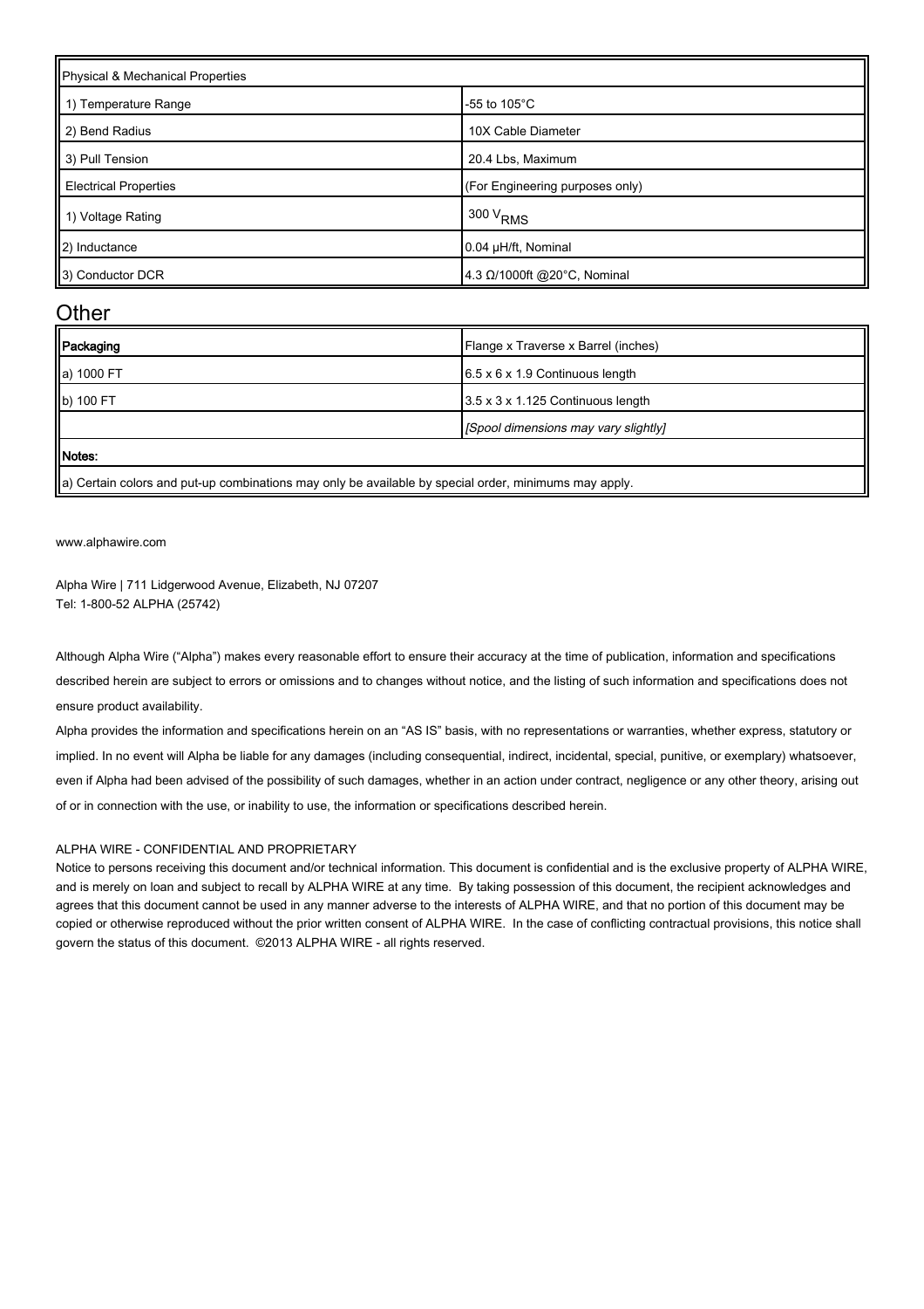| Physical & Mechanical Properties | |
|---|---|
| 1) Temperature Range | -55 to 105°C |
| 2) Bend Radius | 10X Cable Diameter |
| 3) Pull Tension | 20.4 Lbs, Maximum |
| Electrical Properties | (For Engineering purposes only) |
| 1) Voltage Rating | 300 $V_{RMS}$ |
| 2) Inductance | 0.04 µH/ft, Nominal |
| 3) Conductor DCR | 4.3 Ω/1000ft @20°C, Nominal |

## Other

| **Packaging** | Flange x Traverse x Barrel (inches) |
|---|---|
| a) 1000 FT | 6.5 x 6 x 1.9 Continuous length |
| b) 100 FT | 3.5 x 3 x 1.125 Continuous length |
| | *[Spool dimensions may vary slightly]* |
| **Notes:** | |
| a) Certain colors and put-up combinations may only be available by special order, minimums may apply. | |

www.alphawire.com

Alpha Wire | 711 Lidgerwood Avenue, Elizabeth, NJ 07207
Tel: 1-800-52 ALPHA (25742)

Although Alpha Wire ("Alpha") makes every reasonable effort to ensure their accuracy at the time of publication, information and specifications described herein are subject to errors or omissions and to changes without notice, and the listing of such information and specifications does not ensure product availability.

Alpha provides the information and specifications herein on an "AS IS" basis, with no representations or warranties, whether express, statutory or implied. In no event will Alpha be liable for any damages (including consequential, indirect, incidental, special, punitive, or exemplary) whatsoever, even if Alpha had been advised of the possibility of such damages, whether in an action under contract, negligence or any other theory, arising out of or in connection with the use, or inability to use, the information or specifications described herein.

ALPHA WIRE - CONFIDENTIAL AND PROPRIETARY

Notice to persons receiving this document and/or technical information. This document is confidential and is the exclusive property of ALPHA WIRE, and is merely on loan and subject to recall by ALPHA WIRE at any time. By taking possession of this document, the recipient acknowledges and agrees that this document cannot be used in any manner adverse to the interests of ALPHA WIRE, and that no portion of this document may be copied or otherwise reproduced without the prior written consent of ALPHA WIRE. In the case of conflicting contractual provisions, this notice shall govern the status of this document. ©2013 ALPHA WIRE - all rights reserved.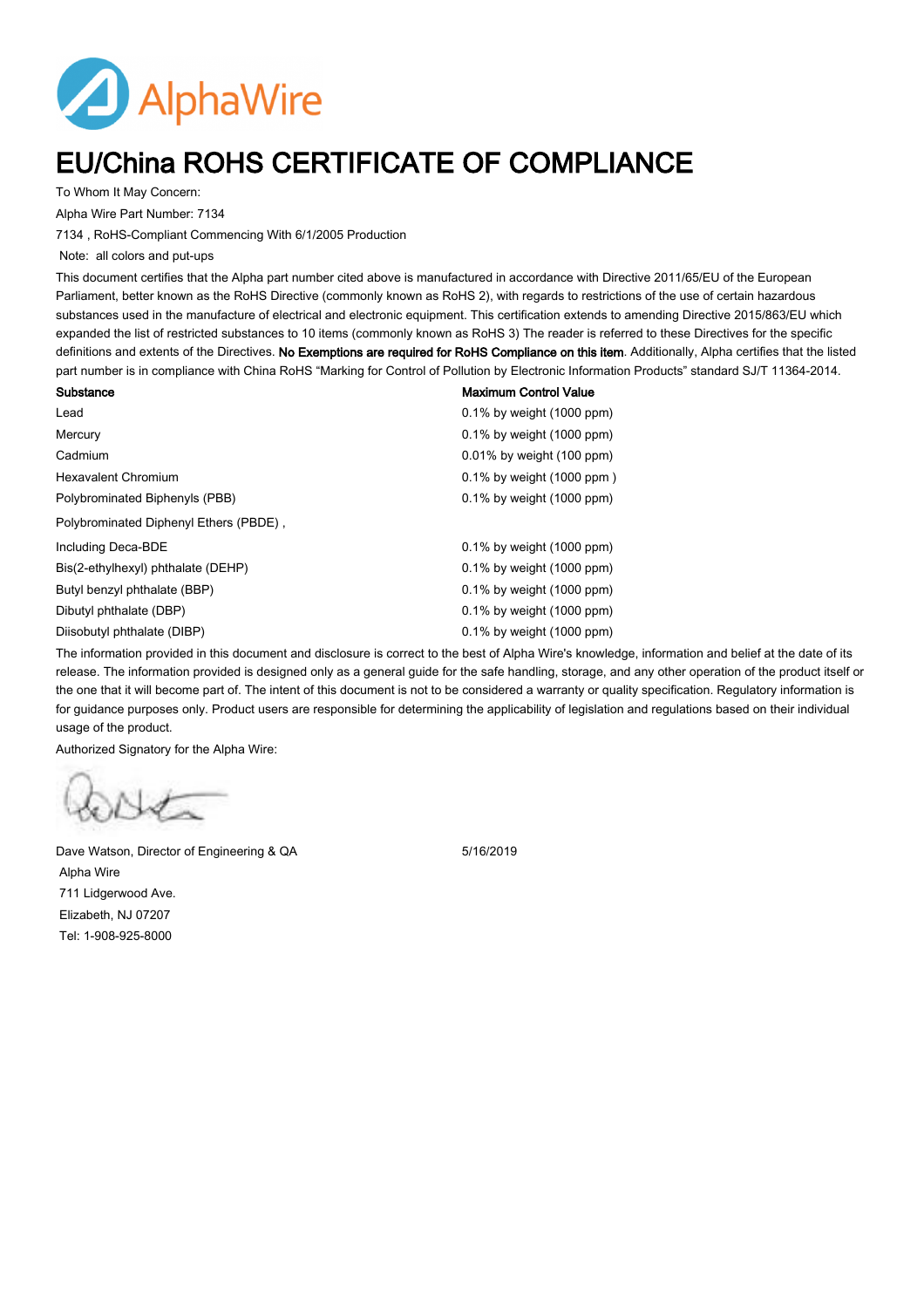AlphaWire

# EU/China ROHS CERTIFICATE OF COMPLIANCE

To Whom It May Concern:

Alpha Wire Part Number: 7134

7134 , RoHS-Compliant Commencing With 6/1/2005 Production

Note: all colors and put-ups

This document certifies that the Alpha part number cited above is manufactured in accordance with Directive 2011/65/EU of the European Parliament, better known as the RoHS Directive (commonly known as RoHS 2), with regards to restrictions of the use of certain hazardous substances used in the manufacture of electrical and electronic equipment. This certification extends to amending Directive 2015/863/EU which expanded the list of restricted substances to 10 items (commonly known as RoHS 3) The reader is referred to these Directives for the specific definitions and extents of the Directives. **No Exemptions are required for RoHS Compliance on this item**. Additionally, Alpha certifies that the listed part number is in compliance with China RoHS "Marking for Control of Pollution by Electronic Information Products" standard SJ/T 11364-2014.

| Substance | Maximum Control Value |
|---|---|
| Lead | 0.1% by weight (1000 ppm) |
| Mercury | 0.1% by weight (1000 ppm) |
| Cadmium | 0.01% by weight (100 ppm) |
| Hexavalent Chromium | 0.1% by weight (1000 ppm ) |
| Polybrominated Biphenyls (PBB) | 0.1% by weight (1000 ppm) |
| Polybrominated Diphenyl Ethers (PBDE) , | |
| Including Deca-BDE | 0.1% by weight (1000 ppm) |
| Bis(2-ethylhexyl) phthalate (DEHP) | 0.1% by weight (1000 ppm) |
| Butyl benzyl phthalate (BBP) | 0.1% by weight (1000 ppm) |
| Dibutyl phthalate (DBP) | 0.1% by weight (1000 ppm) |
| Diisobutyl phthalate (DIBP) | 0.1% by weight (1000 ppm) |

The information provided in this document and disclosure is correct to the best of Alpha Wire's knowledge, information and belief at the date of its release. The information provided is designed only as a general guide for the safe handling, storage, and any other operation of the product itself or the one that it will become part of. The intent of this document is not to be considered a warranty or quality specification. Regulatory information is for guidance purposes only. Product users are responsible for determining the applicability of legislation and regulations based on their individual usage of the product.

Authorized Signatory for the Alpha Wire:

Dave Watson, Director of Engineering & QA 5/16/2019

Alpha Wire

711 Lidgerwood Ave.

Elizabeth, NJ 07207

Tel: 1-908-925-8000